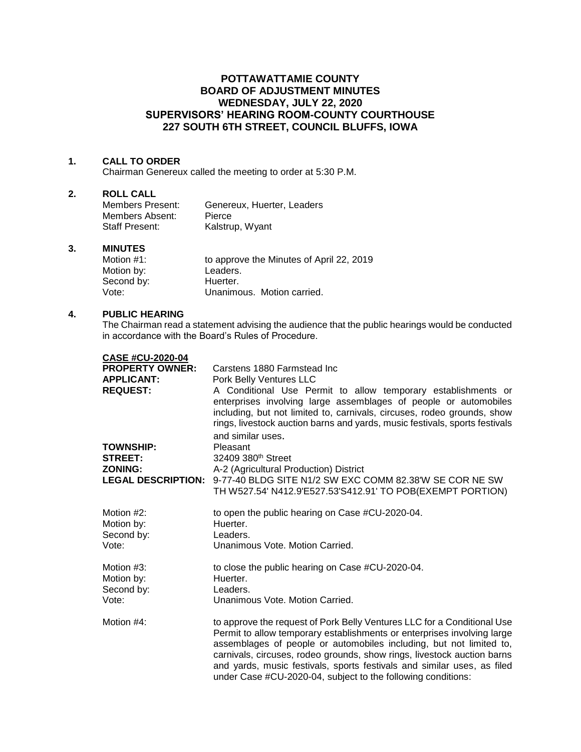# POTTAWATTAMIE COUNTY
# BOARD OF ADJUSTMENT MINUTES
# WEDNESDAY, JULY 22, 2020
# SUPERVISORS' HEARING ROOM-COUNTY COURTHOUSE
# 227 SOUTH 6TH STREET, COUNCIL BLUFFS, IOWA

**1. CALL TO ORDER**

Chairman Genereux called the meeting to order at 5:30 P.M.

**2. ROLL CALL**

| | |
|---|---|
| Members Present: | Genereux, Huerter, Leaders |
| Members Absent: | Pierce |
| Staff Present: | Kalstrup, Wyant |

**3. MINUTES**

| | |
|---|---|
| Motion #1: | to approve the Minutes of April 22, 2019 |
| Motion by: | Leaders. |
| Second by: | Huerter. |
| Vote: | Unanimous. Motion carried. |

**4. PUBLIC HEARING**

The Chairman read a statement advising the audience that the public hearings would be conducted in accordance with the Board's Rules of Procedure.

**CASE #CU-2020-04**

| | |
|---|---|
| **PROPERTY OWNER:** | Carstens 1880 Farmstead Inc |
| **APPLICANT:** | Pork Belly Ventures LLC |
| **REQUEST:** | A Conditional Use Permit to allow temporary establishments or enterprises involving large assemblages of people or automobiles including, but not limited to, carnivals, circuses, rodeo grounds, show rings, livestock auction barns and yards, music festivals, sports festivals and similar uses. |
| **TOWNSHIP:** | Pleasant |
| **STREET:** | 32409 380th Street |
| **ZONING:** | A-2 (Agricultural Production) District |
| **LEGAL DESCRIPTION:** | 9-77-40 BLDG SITE N1/2 SW EXC COMM 82.38'W SE COR NE SW TH W527.54' N412.9'E527.53'S412.91' TO POB(EXEMPT PORTION) |

| | |
|---|---|
| Motion #2: | to open the public hearing on Case #CU-2020-04. |
| Motion by: | Huerter. |
| Second by: | Leaders. |
| Vote: | Unanimous Vote. Motion Carried. |

| | |
|---|---|
| Motion #3: | to close the public hearing on Case #CU-2020-04. |
| Motion by: | Huerter. |
| Second by: | Leaders. |
| Vote: | Unanimous Vote. Motion Carried. |

Motion #4: to approve the request of Pork Belly Ventures LLC for a Conditional Use Permit to allow temporary establishments or enterprises involving large assemblages of people or automobiles including, but not limited to, carnivals, circuses, rodeo grounds, show rings, livestock auction barns and yards, music festivals, sports festivals and similar uses, as filed under Case #CU-2020-04, subject to the following conditions: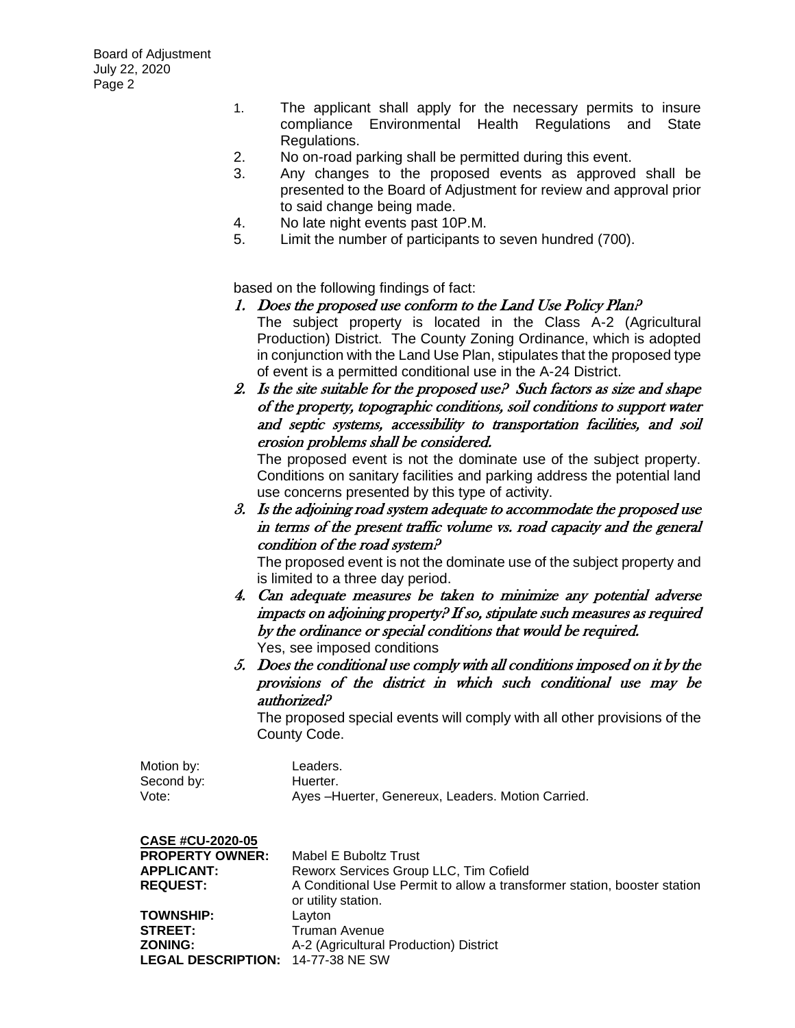1. The applicant shall apply for the necessary permits to insure compliance Environmental Health Regulations and State Regulations.
2. No on-road parking shall be permitted during this event.
3. Any changes to the proposed events as approved shall be presented to the Board of Adjustment for review and approval prior to said change being made.
4. No late night events past 10P.M.
5. Limit the number of participants to seven hundred (700).

based on the following findings of fact:

1. *Does the proposed use conform to the Land Use Policy Plan?*
   The subject property is located in the Class A-2 (Agricultural Production) District. The County Zoning Ordinance, which is adopted in conjunction with the Land Use Plan, stipulates that the proposed type of event is a permitted conditional use in the A-24 District.
2. *Is the site suitable for the proposed use? Such factors as size and shape of the property, topographic conditions, soil conditions to support water and septic systems, accessibility to transportation facilities, and soil erosion problems shall be considered.*
   The proposed event is not the dominate use of the subject property. Conditions on sanitary facilities and parking address the potential land use concerns presented by this type of activity.
3. *Is the adjoining road system adequate to accommodate the proposed use in terms of the present traffic volume vs. road capacity and the general condition of the road system?*
   The proposed event is not the dominate use of the subject property and is limited to a three day period.
4. *Can adequate measures be taken to minimize any potential adverse impacts on adjoining property? If so, stipulate such measures as required by the ordinance or special conditions that would be required.*
   Yes, see imposed conditions
5. *Does the conditional use comply with all conditions imposed on it by the provisions of the district in which such conditional use may be authorized?*
   The proposed special events will comply with all other provisions of the County Code.

Motion by: Leaders.
Second by: Huerter.
Vote: Ayes –Huerter, Genereux, Leaders. Motion Carried.

**CASE #CU-2020-05**
**PROPERTY OWNER:** Mabel E Buboltz Trust
**APPLICANT:** Reworx Services Group LLC, Tim Cofield
**REQUEST:** A Conditional Use Permit to allow a transformer station, booster station or utility station.
**TOWNSHIP:** Layton
**STREET:** Truman Avenue
**ZONING:** A-2 (Agricultural Production) District
**LEGAL DESCRIPTION:** 14-77-38 NE SW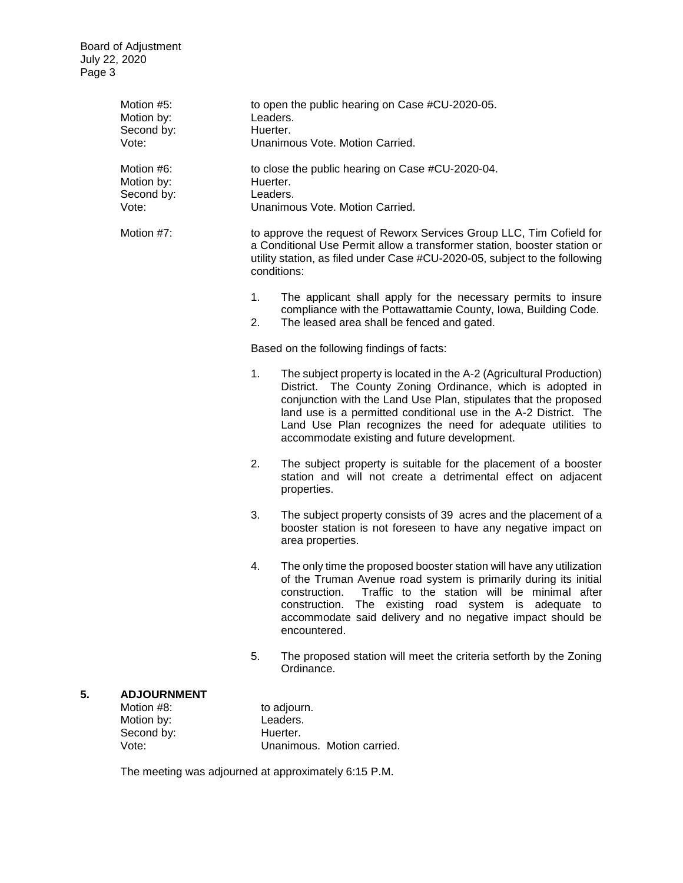Motion #5: to open the public hearing on Case #CU-2020-05.
Motion by: Leaders.
Second by: Huerter.
Vote: Unanimous Vote. Motion Carried.

Motion #6: to close the public hearing on Case #CU-2020-04.
Motion by: Huerter.
Second by: Leaders.
Vote: Unanimous Vote. Motion Carried.

Motion #7: to approve the request of Reworx Services Group LLC, Tim Cofield for a Conditional Use Permit allow a transformer station, booster station or utility station, as filed under Case #CU-2020-05, subject to the following conditions:

1. The applicant shall apply for the necessary permits to insure compliance with the Pottawattamie County, Iowa, Building Code.
2. The leased area shall be fenced and gated.

Based on the following findings of facts:

1. The subject property is located in the A-2 (Agricultural Production) District. The County Zoning Ordinance, which is adopted in conjunction with the Land Use Plan, stipulates that the proposed land use is a permitted conditional use in the A-2 District. The Land Use Plan recognizes the need for adequate utilities to accommodate existing and future development.

2. The subject property is suitable for the placement of a booster station and will not create a detrimental effect on adjacent properties.

3. The subject property consists of 39 acres and the placement of a booster station is not foreseen to have any negative impact on area properties.

4. The only time the proposed booster station will have any utilization of the Truman Avenue road system is primarily during its initial construction. Traffic to the station will be minimal after construction. The existing road system is adequate to accommodate said delivery and no negative impact should be encountered.

5. The proposed station will meet the criteria setforth by the Zoning Ordinance.

## 5. ADJOURNMENT

Motion #8: to adjourn.
Motion by: Leaders.
Second by: Huerter.
Vote: Unanimous. Motion carried.

The meeting was adjourned at approximately 6:15 P.M.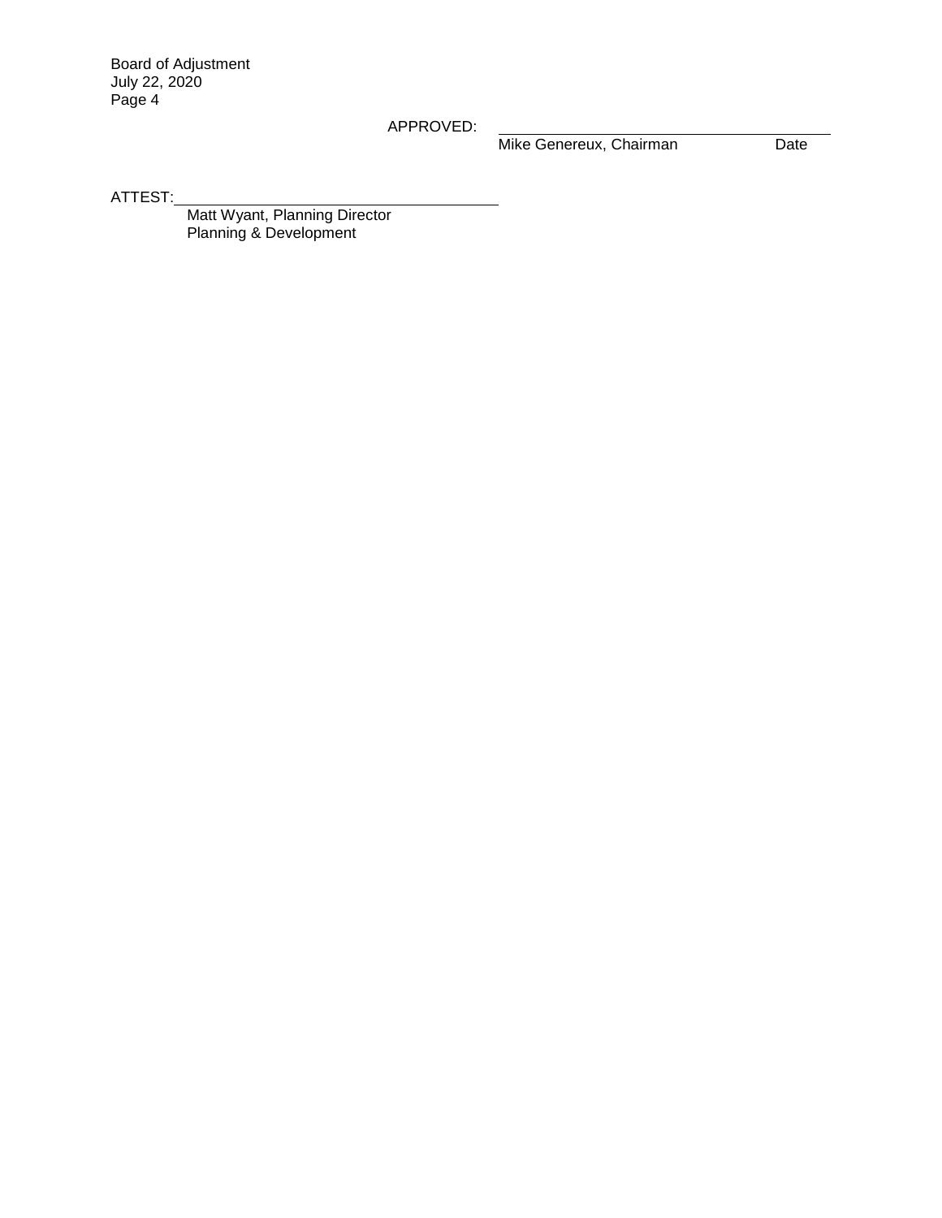APPROVED: ______________________________________

Mike Genereux, Chairman          Date

ATTEST: ______________________________________

Matt Wyant, Planning Director
Planning & Development